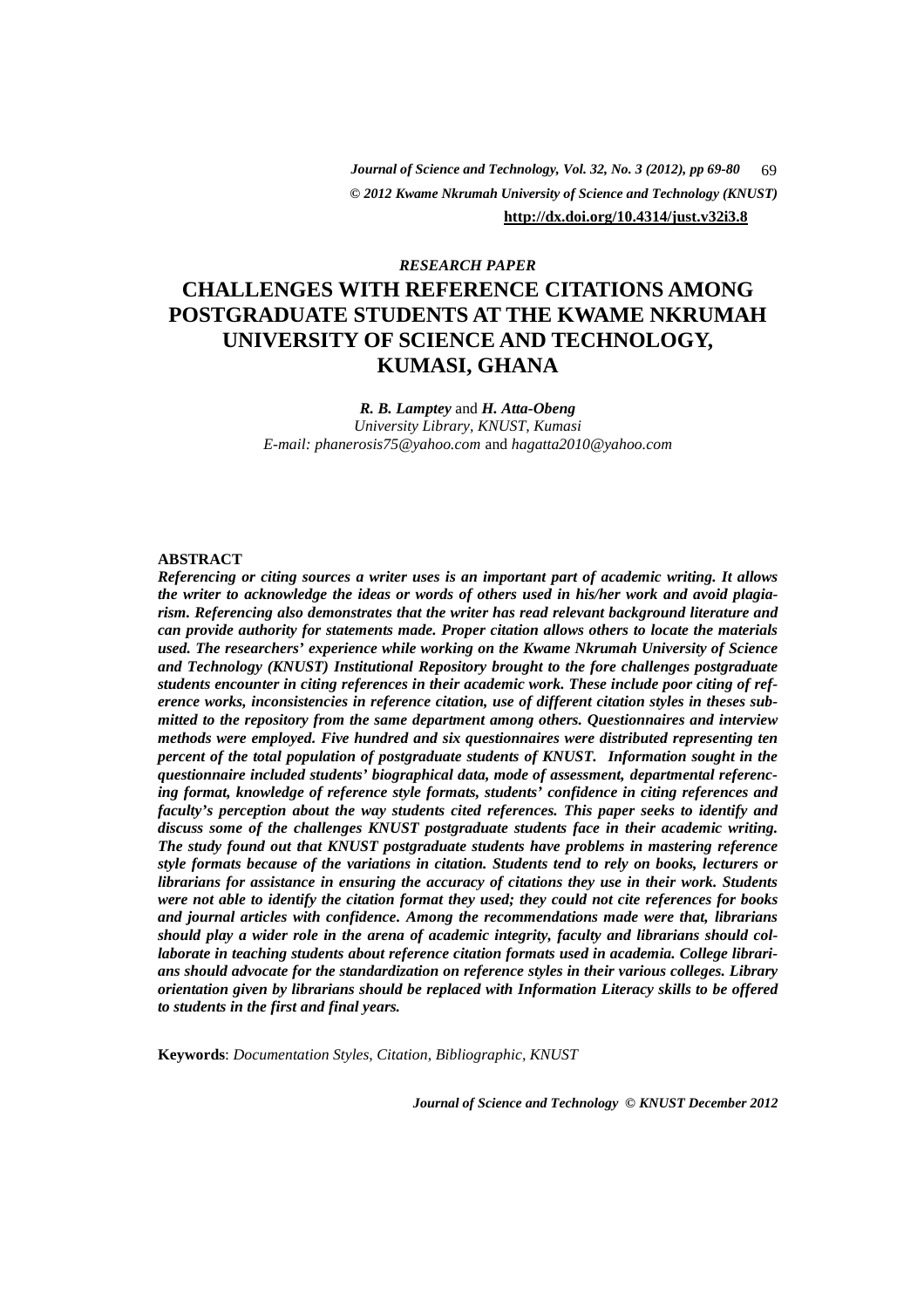*RESEARCH PAPER*

# CHALLENGES WITH REFERENCE CITATIONS AMONG POSTGRADUATE STUDENTS AT THE KWAME NKRUMAH UNIVERSITY OF SCIENCE AND TECHNOLOGY, KUMASI, GHANA

***R. B. Lamptey*** and ***H. Atta-Obeng***
*University Library, KNUST, Kumasi*
*E-mail: phanerosis75@yahoo.com* and *hagatta2010@yahoo.com*

## ABSTRACT

***Referencing or citing sources a writer uses is an important part of academic writing. It allows the writer to acknowledge the ideas or words of others used in his/her work and avoid plagiarism. Referencing also demonstrates that the writer has read relevant background literature and can provide authority for statements made. Proper citation allows others to locate the materials used. The researchers' experience while working on the Kwame Nkrumah University of Science and Technology (KNUST) Institutional Repository brought to the fore challenges postgraduate students encounter in citing references in their academic work. These include poor citing of reference works, inconsistencies in reference citation, use of different citation styles in theses submitted to the repository from the same department among others. Questionnaires and interview methods were employed. Five hundred and six questionnaires were distributed representing ten percent of the total population of postgraduate students of KNUST. Information sought in the questionnaire included students' biographical data, mode of assessment, departmental referencing format, knowledge of reference style formats, students' confidence in citing references and faculty's perception about the way students cited references. This paper seeks to identify and discuss some of the challenges KNUST postgraduate students face in their academic writing. The study found out that KNUST postgraduate students have problems in mastering reference style formats because of the variations in citation. Students tend to rely on books, lecturers or librarians for assistance in ensuring the accuracy of citations they use in their work. Students were not able to identify the citation format they used; they could not cite references for books and journal articles with confidence. Among the recommendations made were that, librarians should play a wider role in the arena of academic integrity, faculty and librarians should collaborate in teaching students about reference citation formats used in academia. College librarians should advocate for the standardization on reference styles in their various colleges. Library orientation given by librarians should be replaced with Information Literacy skills to be offered to students in the first and final years.***

**Keywords**: *Documentation Styles, Citation, Bibliographic, KNUST*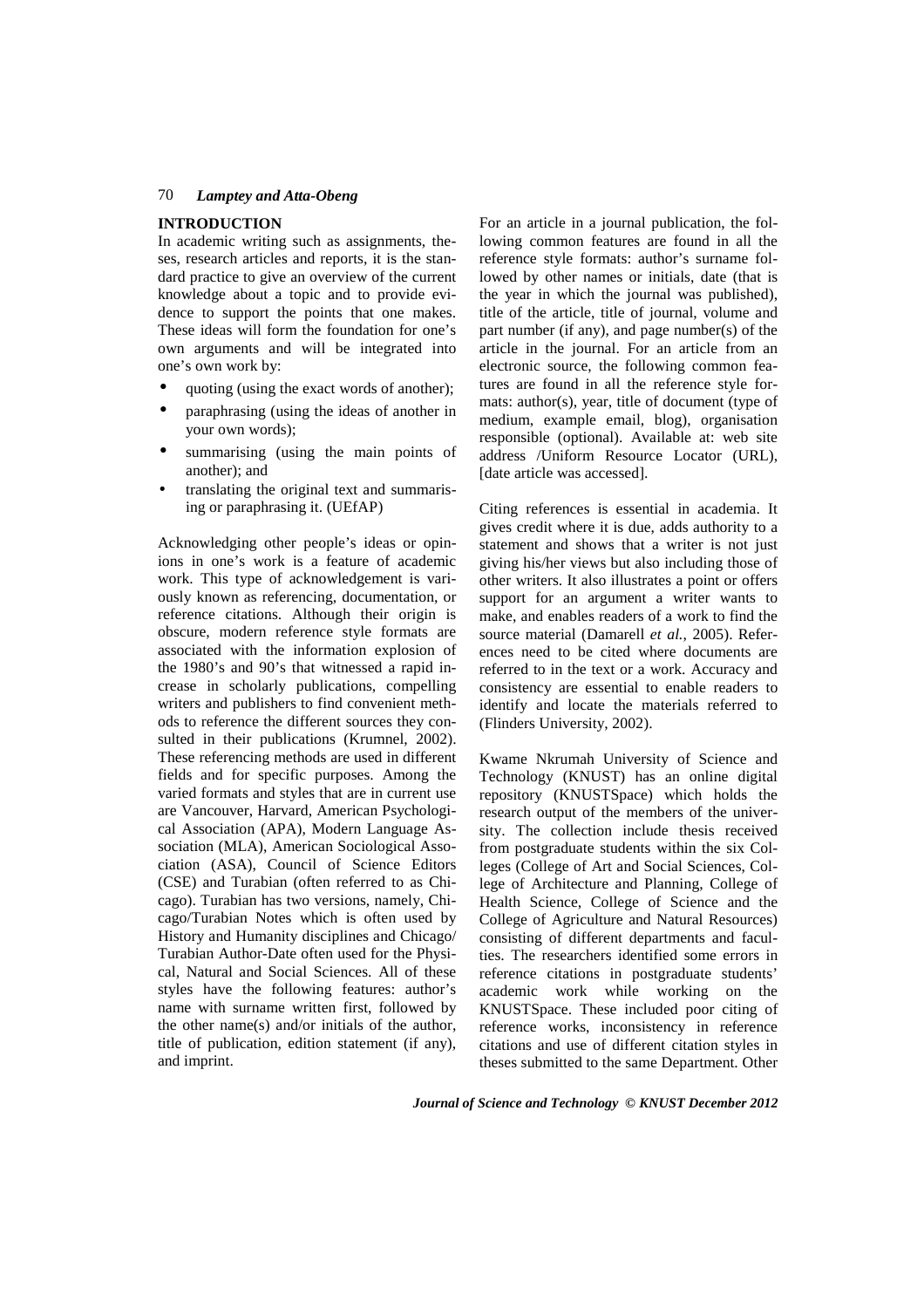## INTRODUCTION

In academic writing such as assignments, theses, research articles and reports, it is the standard practice to give an overview of the current knowledge about a topic and to provide evidence to support the points that one makes. These ideas will form the foundation for one's own arguments and will be integrated into one's own work by:

- quoting (using the exact words of another);
- paraphrasing (using the ideas of another in your own words);
- summarising (using the main points of another); and
- translating the original text and summarising or paraphrasing it. (UEfAP)

Acknowledging other people's ideas or opinions in one's work is a feature of academic work. This type of acknowledgement is variously known as referencing, documentation, or reference citations. Although their origin is obscure, modern reference style formats are associated with the information explosion of the 1980's and 90's that witnessed a rapid increase in scholarly publications, compelling writers and publishers to find convenient methods to reference the different sources they consulted in their publications (Krumnel, 2002). These referencing methods are used in different fields and for specific purposes. Among the varied formats and styles that are in current use are Vancouver, Harvard, American Psychological Association (APA), Modern Language Association (MLA), American Sociological Association (ASA), Council of Science Editors (CSE) and Turabian (often referred to as Chicago). Turabian has two versions, namely, Chicago/Turabian Notes which is often used by History and Humanity disciplines and Chicago/Turabian Author-Date often used for the Physical, Natural and Social Sciences. All of these styles have the following features: author's name with surname written first, followed by the other name(s) and/or initials of the author, title of publication, edition statement (if any), and imprint.

For an article in a journal publication, the following common features are found in all the reference style formats: author's surname followed by other names or initials, date (that is the year in which the journal was published), title of the article, title of journal, volume and part number (if any), and page number(s) of the article in the journal. For an article from an electronic source, the following common features are found in all the reference style formats: author(s), year, title of document (type of medium, example email, blog), organisation responsible (optional). Available at: web site address /Uniform Resource Locator (URL), [date article was accessed].

Citing references is essential in academia. It gives credit where it is due, adds authority to a statement and shows that a writer is not just giving his/her views but also including those of other writers. It also illustrates a point or offers support for an argument a writer wants to make, and enables readers of a work to find the source material (Damarell *et al.*, 2005). References need to be cited where documents are referred to in the text or a work. Accuracy and consistency are essential to enable readers to identify and locate the materials referred to (Flinders University, 2002).

Kwame Nkrumah University of Science and Technology (KNUST) has an online digital repository (KNUSTSpace) which holds the research output of the members of the university. The collection include thesis received from postgraduate students within the six Colleges (College of Art and Social Sciences, College of Architecture and Planning, College of Health Science, College of Science and the College of Agriculture and Natural Resources) consisting of different departments and faculties. The researchers identified some errors in reference citations in postgraduate students' academic work while working on the KNUSTSpace. These included poor citing of reference works, inconsistency in reference citations and use of different citation styles in theses submitted to the same Department. Other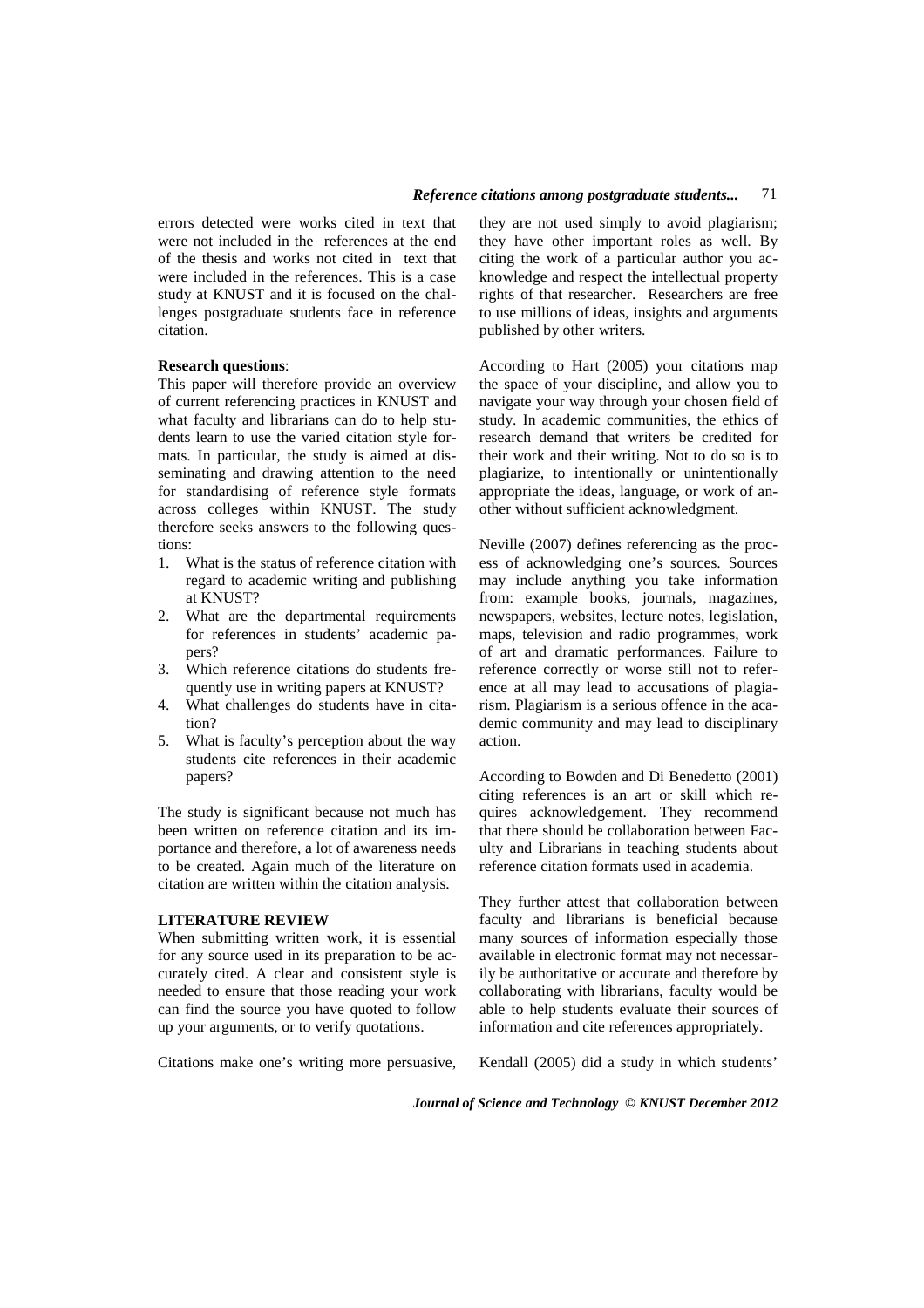errors detected were works cited in text that were not included in the references at the end of the thesis and works not cited in text that were included in the references. This is a case study at KNUST and it is focused on the challenges postgraduate students face in reference citation.

**Research questions**:

This paper will therefore provide an overview of current referencing practices in KNUST and what faculty and librarians can do to help students learn to use the varied citation style formats. In particular, the study is aimed at disseminating and drawing attention to the need for standardising of reference style formats across colleges within KNUST. The study therefore seeks answers to the following questions:

1. What is the status of reference citation with regard to academic writing and publishing at KNUST?
2. What are the departmental requirements for references in students' academic papers?
3. Which reference citations do students frequently use in writing papers at KNUST?
4. What challenges do students have in citation?
5. What is faculty's perception about the way students cite references in their academic papers?

The study is significant because not much has been written on reference citation and its importance and therefore, a lot of awareness needs to be created. Again much of the literature on citation are written within the citation analysis.

## LITERATURE REVIEW

When submitting written work, it is essential for any source used in its preparation to be accurately cited. A clear and consistent style is needed to ensure that those reading your work can find the source you have quoted to follow up your arguments, or to verify quotations.

Citations make one's writing more persuasive, they are not used simply to avoid plagiarism; they have other important roles as well. By citing the work of a particular author you acknowledge and respect the intellectual property rights of that researcher. Researchers are free to use millions of ideas, insights and arguments published by other writers.

According to Hart (2005) your citations map the space of your discipline, and allow you to navigate your way through your chosen field of study. In academic communities, the ethics of research demand that writers be credited for their work and their writing. Not to do so is to plagiarize, to intentionally or unintentionally appropriate the ideas, language, or work of another without sufficient acknowledgment.

Neville (2007) defines referencing as the process of acknowledging one's sources. Sources may include anything you take information from: example books, journals, magazines, newspapers, websites, lecture notes, legislation, maps, television and radio programmes, work of art and dramatic performances. Failure to reference correctly or worse still not to reference at all may lead to accusations of plagiarism. Plagiarism is a serious offence in the academic community and may lead to disciplinary action.

According to Bowden and Di Benedetto (2001) citing references is an art or skill which requires acknowledgement. They recommend that there should be collaboration between Faculty and Librarians in teaching students about reference citation formats used in academia.

They further attest that collaboration between faculty and librarians is beneficial because many sources of information especially those available in electronic format may not necessarily be authoritative or accurate and therefore by collaborating with librarians, faculty would be able to help students evaluate their sources of information and cite references appropriately.

Kendall (2005) did a study in which students'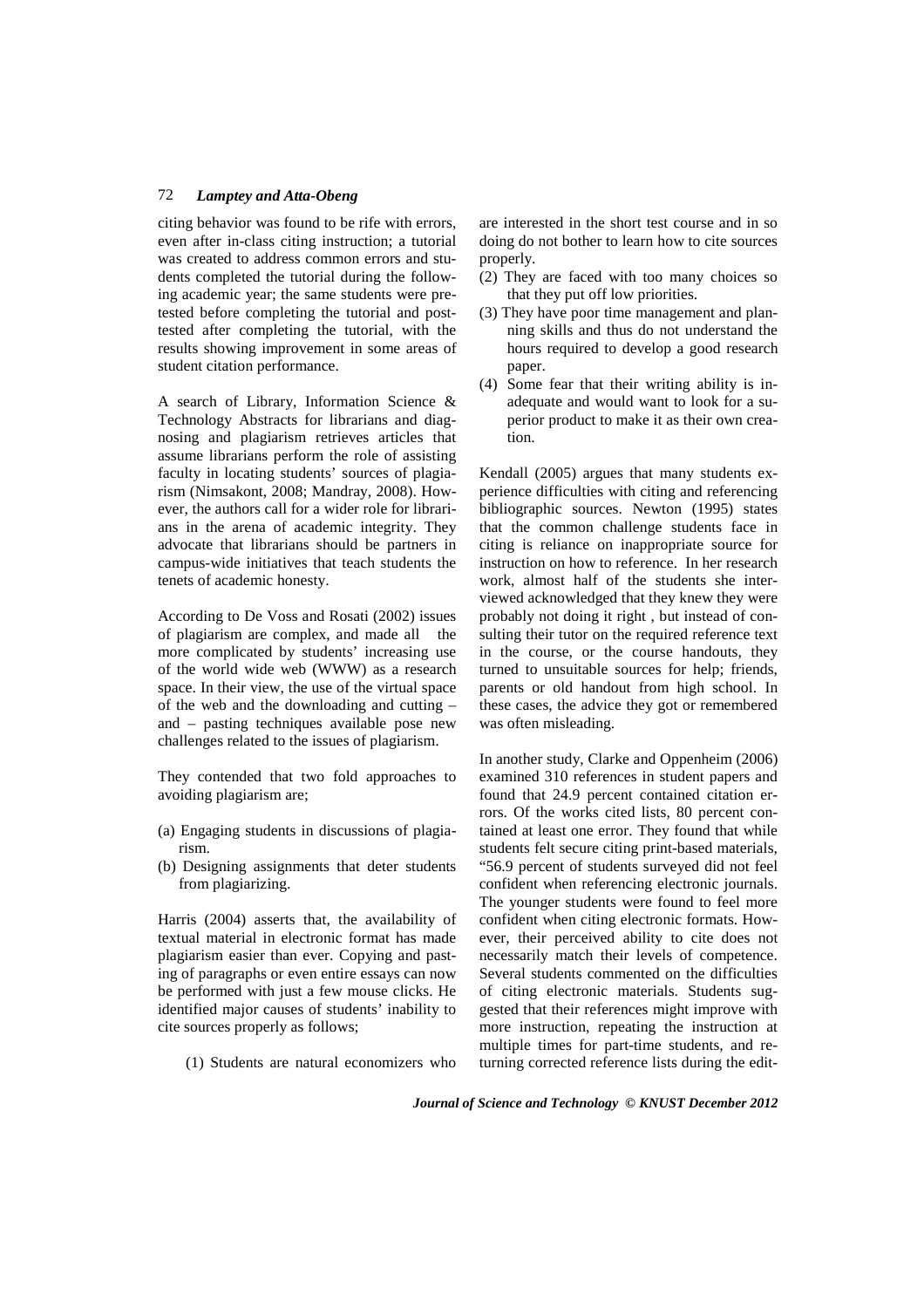citing behavior was found to be rife with errors, even after in-class citing instruction; a tutorial was created to address common errors and students completed the tutorial during the following academic year; the same students were pretested before completing the tutorial and posttested after completing the tutorial, with the results showing improvement in some areas of student citation performance.

A search of Library, Information Science & Technology Abstracts for librarians and diagnosing and plagiarism retrieves articles that assume librarians perform the role of assisting faculty in locating students' sources of plagiarism (Nimsakont, 2008; Mandray, 2008). However, the authors call for a wider role for librarians in the arena of academic integrity. They advocate that librarians should be partners in campus-wide initiatives that teach students the tenets of academic honesty.

According to De Voss and Rosati (2002) issues of plagiarism are complex, and made all the more complicated by students' increasing use of the world wide web (WWW) as a research space. In their view, the use of the virtual space of the web and the downloading and cutting – and – pasting techniques available pose new challenges related to the issues of plagiarism.

They contended that two fold approaches to avoiding plagiarism are;

(a) Engaging students in discussions of plagiarism.
(b) Designing assignments that deter students from plagiarizing.

Harris (2004) asserts that, the availability of textual material in electronic format has made plagiarism easier than ever. Copying and pasting of paragraphs or even entire essays can now be performed with just a few mouse clicks. He identified major causes of students' inability to cite sources properly as follows;

(1) Students are natural economizers who are interested in the short test course and in so doing do not bother to learn how to cite sources properly.
(2) They are faced with too many choices so that they put off low priorities.
(3) They have poor time management and planning skills and thus do not understand the hours required to develop a good research paper.
(4) Some fear that their writing ability is inadequate and would want to look for a superior product to make it as their own creation.

Kendall (2005) argues that many students experience difficulties with citing and referencing bibliographic sources. Newton (1995) states that the common challenge students face in citing is reliance on inappropriate source for instruction on how to reference. In her research work, almost half of the students she interviewed acknowledged that they knew they were probably not doing it right , but instead of consulting their tutor on the required reference text in the course, or the course handouts, they turned to unsuitable sources for help; friends, parents or old handout from high school. In these cases, the advice they got or remembered was often misleading.

In another study, Clarke and Oppenheim (2006) examined 310 references in student papers and found that 24.9 percent contained citation errors. Of the works cited lists, 80 percent contained at least one error. They found that while students felt secure citing print-based materials, "56.9 percent of students surveyed did not feel confident when referencing electronic journals. The younger students were found to feel more confident when citing electronic formats. However, their perceived ability to cite does not necessarily match their levels of competence. Several students commented on the difficulties of citing electronic materials. Students suggested that their references might improve with more instruction, repeating the instruction at multiple times for part-time students, and returning corrected reference lists during the edit-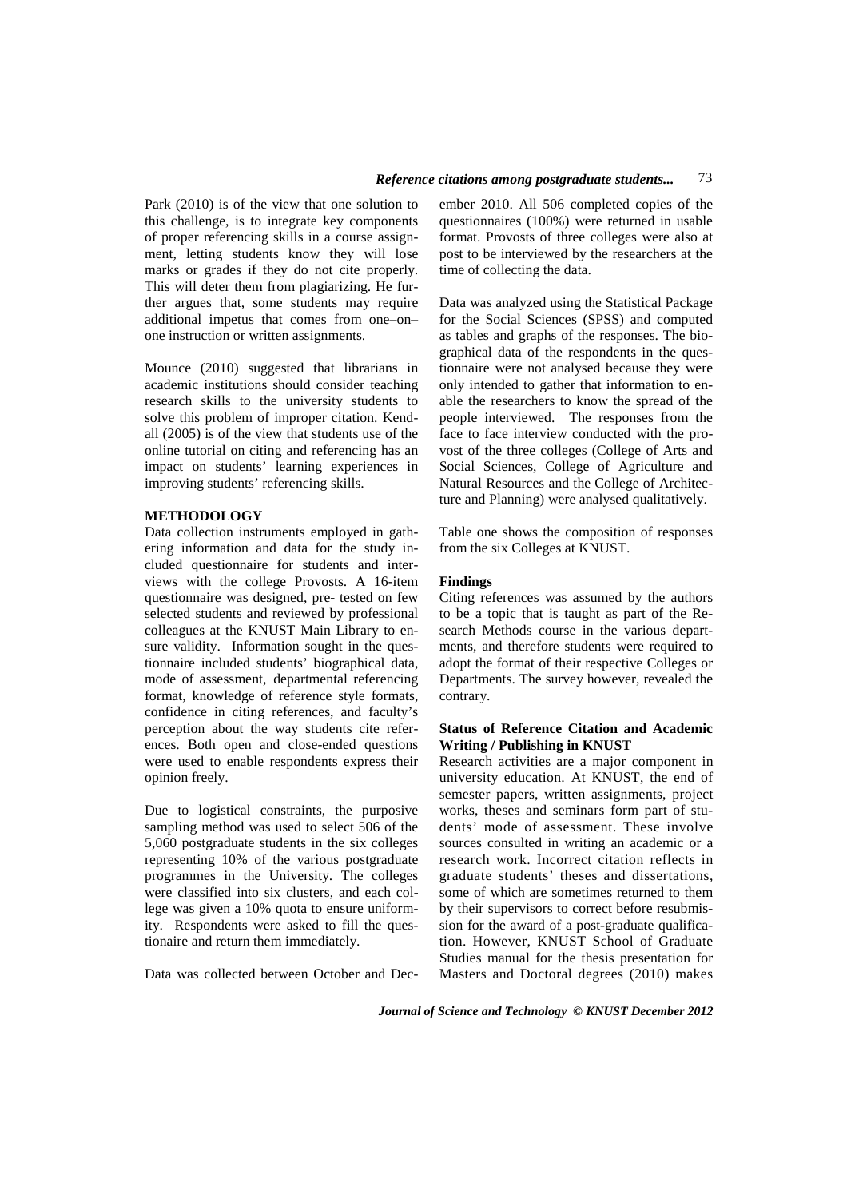Park (2010) is of the view that one solution to this challenge, is to integrate key components of proper referencing skills in a course assignment, letting students know they will lose marks or grades if they do not cite properly. This will deter them from plagiarizing. He further argues that, some students may require additional impetus that comes from one–on–one instruction or written assignments.

Mounce (2010) suggested that librarians in academic institutions should consider teaching research skills to the university students to solve this problem of improper citation. Kendall (2005) is of the view that students use of the online tutorial on citing and referencing has an impact on students' learning experiences in improving students' referencing skills.

## METHODOLOGY

Data collection instruments employed in gathering information and data for the study included questionnaire for students and interviews with the college Provosts. A 16-item questionnaire was designed, pre- tested on few selected students and reviewed by professional colleagues at the KNUST Main Library to ensure validity. Information sought in the questionnaire included students' biographical data, mode of assessment, departmental referencing format, knowledge of reference style formats, confidence in citing references, and faculty's perception about the way students cite references. Both open and close-ended questions were used to enable respondents express their opinion freely.

Due to logistical constraints, the purposive sampling method was used to select 506 of the 5,060 postgraduate students in the six colleges representing 10% of the various postgraduate programmes in the University. The colleges were classified into six clusters, and each college was given a 10% quota to ensure uniformity. Respondents were asked to fill the questionaire and return them immediately.

Data was collected between October and December 2010. All 506 completed copies of the questionnaires (100%) were returned in usable format. Provosts of three colleges were also at post to be interviewed by the researchers at the time of collecting the data.

Data was analyzed using the Statistical Package for the Social Sciences (SPSS) and computed as tables and graphs of the responses. The biographical data of the respondents in the questionnaire were not analysed because they were only intended to gather that information to enable the researchers to know the spread of the people interviewed. The responses from the face to face interview conducted with the provost of the three colleges (College of Arts and Social Sciences, College of Agriculture and Natural Resources and the College of Architecture and Planning) were analysed qualitatively.

Table one shows the composition of responses from the six Colleges at KNUST.

### Findings

Citing references was assumed by the authors to be a topic that is taught as part of the Research Methods course in the various departments, and therefore students were required to adopt the format of their respective Colleges or Departments. The survey however, revealed the contrary.

### Status of Reference Citation and Academic Writing / Publishing in KNUST

Research activities are a major component in university education. At KNUST, the end of semester papers, written assignments, project works, theses and seminars form part of students' mode of assessment. These involve sources consulted in writing an academic or a research work. Incorrect citation reflects in graduate students' theses and dissertations, some of which are sometimes returned to them by their supervisors to correct before resubmission for the award of a post-graduate qualification. However, KNUST School of Graduate Studies manual for the thesis presentation for Masters and Doctoral degrees (2010) makes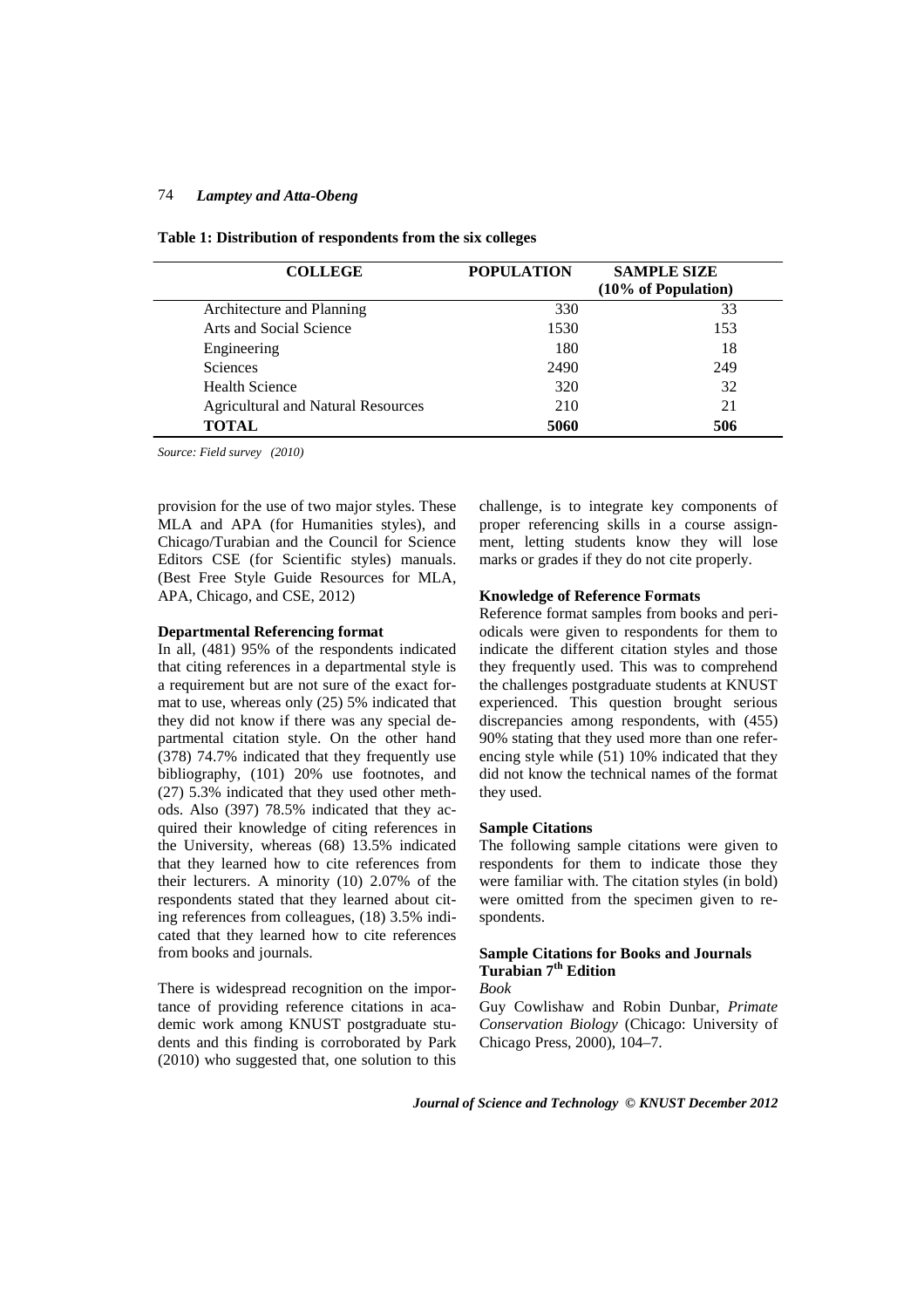**Table 1: Distribution of respondents from the six colleges**

| COLLEGE | POPULATION | SAMPLE SIZE (10% of Population) |
|---|---|---|
| Architecture and Planning | 330 | 33 |
| Arts and Social Science | 1530 | 153 |
| Engineering | 180 | 18 |
| Sciences | 2490 | 249 |
| Health Science | 320 | 32 |
| Agricultural and Natural Resources | 210 | 21 |
| **TOTAL** | **5060** | **506** |

*Source: Field survey (2010)*

provision for the use of two major styles. These MLA and APA (for Humanities styles), and Chicago/Turabian and the Council for Science Editors CSE (for Scientific styles) manuals. (Best Free Style Guide Resources for MLA, APA, Chicago, and CSE, 2012)

**Departmental Referencing format**

In all, (481) 95% of the respondents indicated that citing references in a departmental style is a requirement but are not sure of the exact format to use, whereas only (25) 5% indicated that they did not know if there was any special departmental citation style. On the other hand (378) 74.7% indicated that they frequently use bibliography, (101) 20% use footnotes, and (27) 5.3% indicated that they used other methods. Also (397) 78.5% indicated that they acquired their knowledge of citing references in the University, whereas (68) 13.5% indicated that they learned how to cite references from their lecturers. A minority (10) 2.07% of the respondents stated that they learned about citing references from colleagues, (18) 3.5% indicated that they learned how to cite references from books and journals.

There is widespread recognition on the importance of providing reference citations in academic work among KNUST postgraduate students and this finding is corroborated by Park (2010) who suggested that, one solution to this challenge, is to integrate key components of proper referencing skills in a course assignment, letting students know they will lose marks or grades if they do not cite properly.

**Knowledge of Reference Formats**

Reference format samples from books and periodicals were given to respondents for them to indicate the different citation styles and those they frequently used. This was to comprehend the challenges postgraduate students at KNUST experienced. This question brought serious discrepancies among respondents, with (455) 90% stating that they used more than one referencing style while (51) 10% indicated that they did not know the technical names of the format they used.

**Sample Citations**

The following sample citations were given to respondents for them to indicate those they were familiar with. The citation styles (in bold) were omitted from the specimen given to respondents.

**Sample Citations for Books and Journals**
**Turabian 7th Edition**

*Book*

Guy Cowlishaw and Robin Dunbar, *Primate Conservation Biology* (Chicago: University of Chicago Press, 2000), 104–7.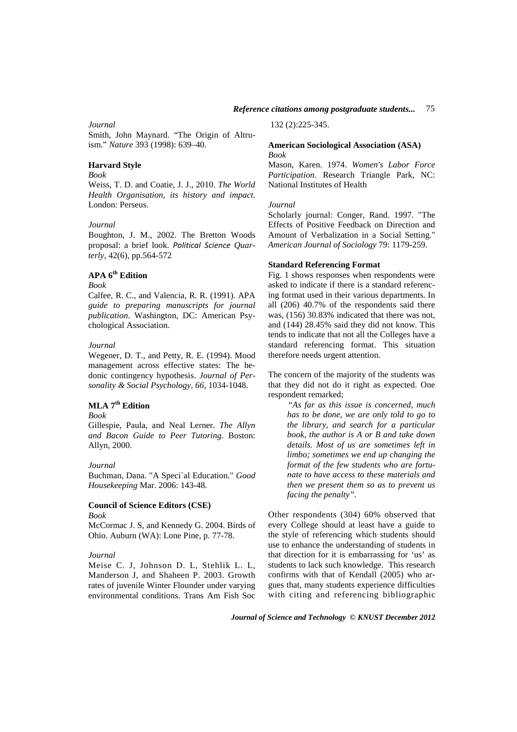*Journal*

Smith, John Maynard. "The Origin of Altruism." *Nature* 393 (1998): 639–40.

**Harvard Style**

*Book*

Weiss, T. D. and Coatie, J. J., 2010. *The World Health Organisation, its history and impact.* London: Perseus.

*Journal*

Boughton, J. M., 2002. The Bretton Woods proposal: a brief look. *Political Science Quarterly*, 42(6), pp.564-572

**APA 6th Edition**

*Book*

Calfee, R. C., and Valencia, R. R. (1991). APA *guide to preparing manuscripts for journal publication*. Washington, DC: American Psychological Association.

*Journal*

Wegener, D. T., and Petty, R. E. (1994). Mood management across effective states: The hedonic contingency hypothesis. *Journal of Personality & Social Psychology, 66*, 1034-1048.

**MLA 7th Edition**

*Book*

Gillespie, Paula, and Neal Lerner. *The Allyn and Bacon Guide to Peer Tutoring*. Boston: Allyn, 2000.

*Journal*

Buchman, Dana. "A Speci`al Education." *Good Housekeeping* Mar. 2006: 143-48.

**Council of Science Editors (CSE)**

*Book*

McCormac J. S, and Kennedy G. 2004. Birds of Ohio. Auburn (WA): Lone Pine, p. 77-78.

*Journal*

Meise C. J, Johnson D. L, Stehlik L. L, Manderson J, and Shaheen P. 2003. Growth rates of juvenile Winter Flounder under varying environmental conditions. Trans Am Fish Soc 132 (2):225-345.

**American Sociological Association (ASA)**

*Book*

Mason, Karen. 1974. *Women's Labor Force Participation*. Research Triangle Park, NC: National Institutes of Health

*Journal*

Scholarly journal: Conger, Rand. 1997. "The Effects of Positive Feedback on Direction and Amount of Verbalization in a Social Setting." *American Journal of Sociology* 79: 1179-259.

**Standard Referencing Format**

Fig. 1 shows responses when respondents were asked to indicate if there is a standard referencing format used in their various departments. In all (206) 40.7% of the respondents said there was, (156) 30.83% indicated that there was not, and (144) 28.45% said they did not know. This tends to indicate that not all the Colleges have a standard referencing format. This situation therefore needs urgent attention.

The concern of the majority of the students was that they did not do it right as expected. One respondent remarked;

> *"As far as this issue is concerned, much has to be done, we are only told to go to the library, and search for a particular book, the author is A or B and take down details. Most of us are sometimes left in limbo; sometimes we end up changing the format of the few students who are fortunate to have access to these materials and then we present them so as to prevent us facing the penalty".*

Other respondents (304) 60% observed that every College should at least have a guide to the style of referencing which students should use to enhance the understanding of students in that direction for it is embarrassing for 'us' as students to lack such knowledge. This research confirms with that of Kendall (2005) who argues that, many students experience difficulties with citing and referencing bibliographic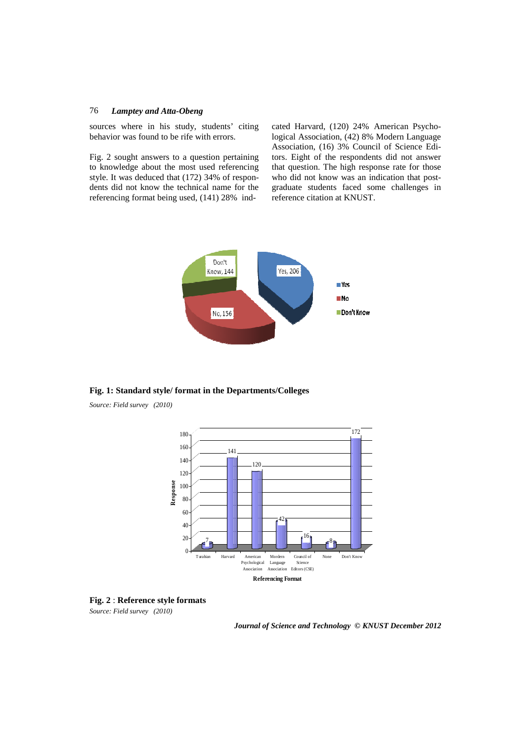sources where in his study, students' citing behavior was found to be rife with errors.

Fig. 2 sought answers to a question pertaining to knowledge about the most used referencing style. It was deduced that (172) 34% of respondents did not know the technical name for the referencing format being used, (141) 28% indicated Harvard, (120) 24% American Psychological Association, (42) 8% Modern Language Association, (16) 3% Council of Science Editors. Eight of the respondents did not answer that question. The high response rate for those who did not know was an indication that postgraduate students faced some challenges in reference citation at KNUST.

**Fig. 1: Standard style/ format in the Departments/Colleges**

*Source: Field survey (2010)*

**Fig. 2** : **Reference style formats**

*Source: Field survey (2010)*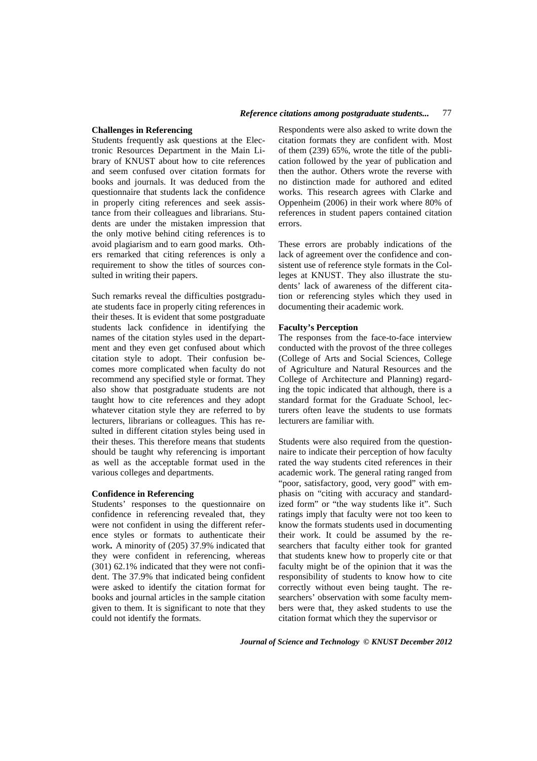### Challenges in Referencing

Students frequently ask questions at the Electronic Resources Department in the Main Library of KNUST about how to cite references and seem confused over citation formats for books and journals. It was deduced from the questionnaire that students lack the confidence in properly citing references and seek assistance from their colleagues and librarians. Students are under the mistaken impression that the only motive behind citing references is to avoid plagiarism and to earn good marks. Others remarked that citing references is only a requirement to show the titles of sources consulted in writing their papers.

Such remarks reveal the difficulties postgraduate students face in properly citing references in their theses. It is evident that some postgraduate students lack confidence in identifying the names of the citation styles used in the department and they even get confused about which citation style to adopt. Their confusion becomes more complicated when faculty do not recommend any specified style or format. They also show that postgraduate students are not taught how to cite references and they adopt whatever citation style they are referred to by lecturers, librarians or colleagues. This has resulted in different citation styles being used in their theses. This therefore means that students should be taught why referencing is important as well as the acceptable format used in the various colleges and departments.

### Confidence in Referencing

Students' responses to the questionnaire on confidence in referencing revealed that, they were not confident in using the different reference styles or formats to authenticate their work**.** A minority of (205) 37.9% indicated that they were confident in referencing, whereas (301) 62.1% indicated that they were not confident. The 37.9% that indicated being confident were asked to identify the citation format for books and journal articles in the sample citation given to them. It is significant to note that they could not identify the formats.

Respondents were also asked to write down the citation formats they are confident with. Most of them (239) 65%, wrote the title of the publication followed by the year of publication and then the author. Others wrote the reverse with no distinction made for authored and edited works. This research agrees with Clarke and Oppenheim (2006) in their work where 80% of references in student papers contained citation errors.

These errors are probably indications of the lack of agreement over the confidence and consistent use of reference style formats in the Colleges at KNUST. They also illustrate the students' lack of awareness of the different citation or referencing styles which they used in documenting their academic work.

### Faculty's Perception

The responses from the face-to-face interview conducted with the provost of the three colleges (College of Arts and Social Sciences, College of Agriculture and Natural Resources and the College of Architecture and Planning) regarding the topic indicated that although, there is a standard format for the Graduate School, lecturers often leave the students to use formats lecturers are familiar with.

Students were also required from the questionnaire to indicate their perception of how faculty rated the way students cited references in their academic work. The general rating ranged from "poor, satisfactory, good, very good" with emphasis on "citing with accuracy and standardized form" or "the way students like it". Such ratings imply that faculty were not too keen to know the formats students used in documenting their work. It could be assumed by the researchers that faculty either took for granted that students knew how to properly cite or that faculty might be of the opinion that it was the responsibility of students to know how to cite correctly without even being taught. The researchers' observation with some faculty members were that, they asked students to use the citation format which they the supervisor or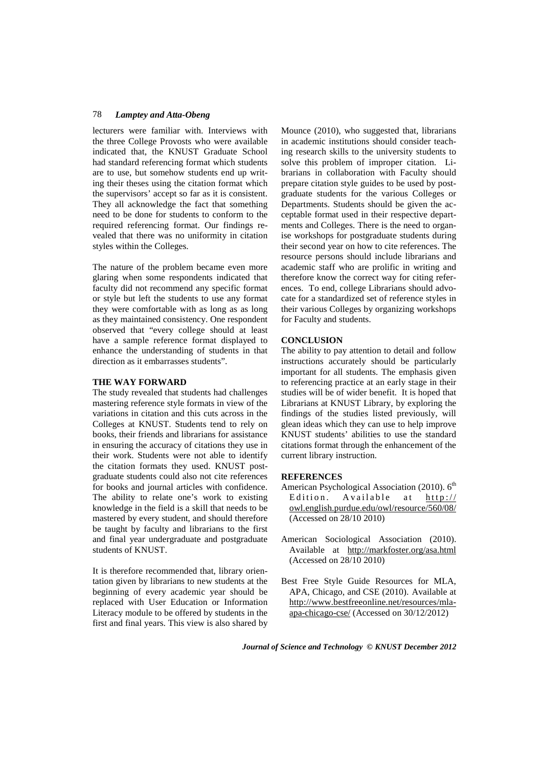lecturers were familiar with. Interviews with the three College Provosts who were available indicated that, the KNUST Graduate School had standard referencing format which students are to use, but somehow students end up writing their theses using the citation format which the supervisors' accept so far as it is consistent. They all acknowledge the fact that something need to be done for students to conform to the required referencing format. Our findings revealed that there was no uniformity in citation styles within the Colleges.

The nature of the problem became even more glaring when some respondents indicated that faculty did not recommend any specific format or style but left the students to use any format they were comfortable with as long as as long as they maintained consistency. One respondent observed that "every college should at least have a sample reference format displayed to enhance the understanding of students in that direction as it embarrasses students".

## THE WAY FORWARD

The study revealed that students had challenges mastering reference style formats in view of the variations in citation and this cuts across in the Colleges at KNUST. Students tend to rely on books, their friends and librarians for assistance in ensuring the accuracy of citations they use in their work. Students were not able to identify the citation formats they used. KNUST postgraduate students could also not cite references for books and journal articles with confidence. The ability to relate one's work to existing knowledge in the field is a skill that needs to be mastered by every student, and should therefore be taught by faculty and librarians to the first and final year undergraduate and postgraduate students of KNUST.

It is therefore recommended that, library orientation given by librarians to new students at the beginning of every academic year should be replaced with User Education or Information Literacy module to be offered by students in the first and final years. This view is also shared by Mounce (2010), who suggested that, librarians in academic institutions should consider teaching research skills to the university students to solve this problem of improper citation. Librarians in collaboration with Faculty should prepare citation style guides to be used by postgraduate students for the various Colleges or Departments. Students should be given the acceptable format used in their respective departments and Colleges. There is the need to organise workshops for postgraduate students during their second year on how to cite references. The resource persons should include librarians and academic staff who are prolific in writing and therefore know the correct way for citing references. To end, college Librarians should advocate for a standardized set of reference styles in their various Colleges by organizing workshops for Faculty and students.

## CONCLUSION

The ability to pay attention to detail and follow instructions accurately should be particularly important for all students. The emphasis given to referencing practice at an early stage in their studies will be of wider benefit. It is hoped that Librarians at KNUST Library, by exploring the findings of the studies listed previously, will glean ideas which they can use to help improve KNUST students' abilities to use the standard citations format through the enhancement of the current library instruction.

## REFERENCES

American Psychological Association (2010). 6th Edition. Available at http://owl.english.purdue.edu/owl/resource/560/08/ (Accessed on 28/10 2010)

American Sociological Association (2010). Available at http://markfoster.org/asa.html (Accessed on 28/10 2010)

Best Free Style Guide Resources for MLA, APA, Chicago, and CSE (2010). Available at http://www.bestfreeonline.net/resources/mla-apa-chicago-cse/ (Accessed on 30/12/2012)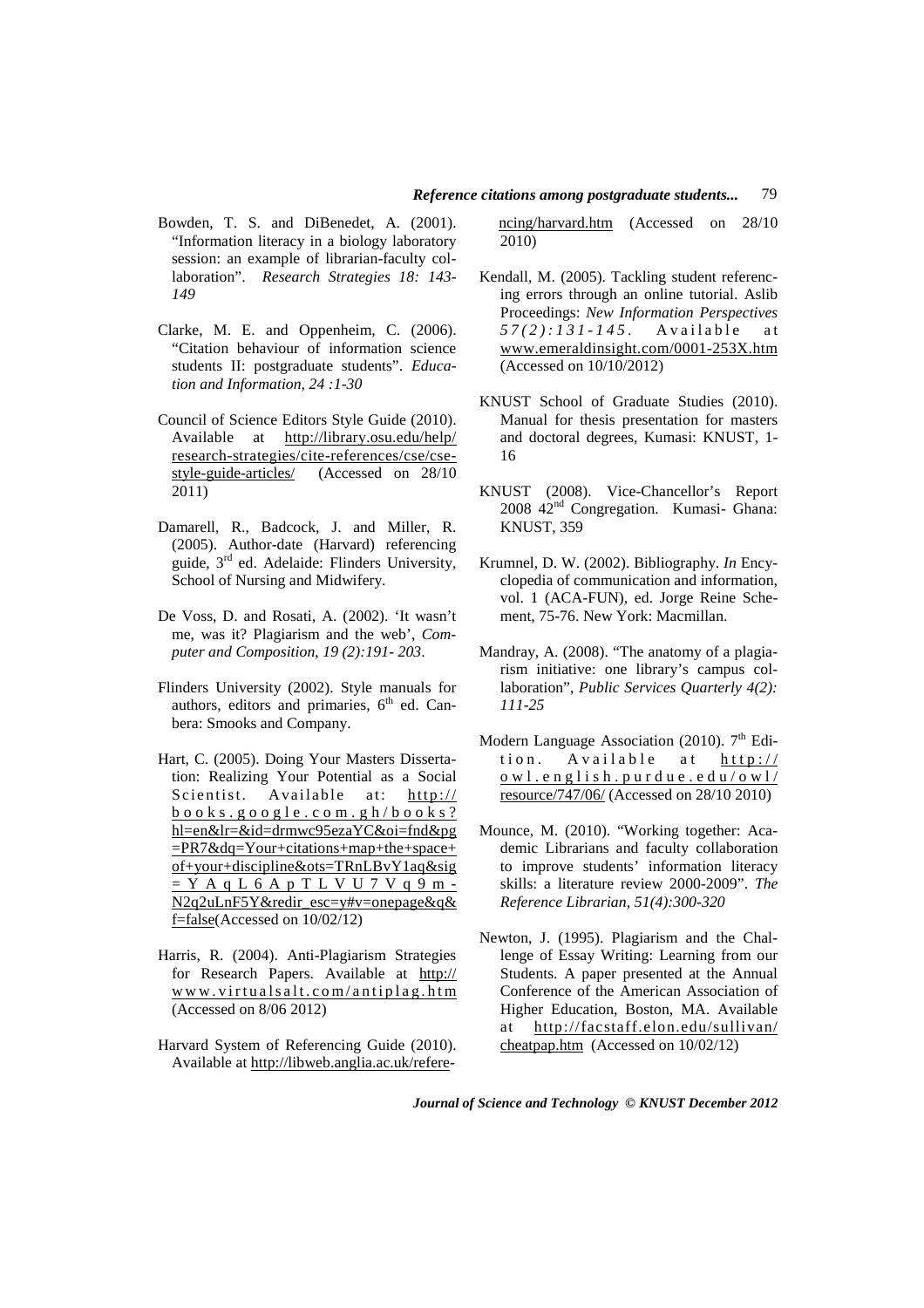Bowden, T. S. and DiBenedet, A. (2001). "Information literacy in a biology laboratory session: an example of librarian-faculty collaboration". *Research Strategies 18: 143-149*

Clarke, M. E. and Oppenheim, C. (2006). "Citation behaviour of information science students II: postgraduate students". *Education and Information, 24 :1-30*

Council of Science Editors Style Guide (2010). Available at http://library.osu.edu/help/research-strategies/cite-references/cse/cse-style-guide-articles/ (Accessed on 28/10 2011)

Damarell, R., Badcock, J. and Miller, R. (2005). Author-date (Harvard) referencing guide, 3rd ed. Adelaide: Flinders University, School of Nursing and Midwifery.

De Voss, D. and Rosati, A. (2002). 'It wasn't me, was it? Plagiarism and the web', *Computer and Composition, 19 (2):191- 203*.

Flinders University (2002). Style manuals for authors, editors and primaries, 6th ed. Canbera: Smooks and Company.

Hart, C. (2005). Doing Your Masters Dissertation: Realizing Your Potential as a Social Scientist. Available at: http://books.google.com.gh/books?hl=en&lr=&id=drmwc95ezaYC&oi=fnd&pg=PR7&dq=Your+citations+map+the+space+of+your+discipline&ots=TRnLBvY1aq&sig=YAqL6ApTLVU7Vq9m-N2q2uLnF5Y&redir_esc=y#v=onepage&q&f=false(Accessed on 10/02/12)

Harris, R. (2004). Anti-Plagiarism Strategies for Research Papers. Available at http://www.virtualsalt.com/antiplag.htm (Accessed on 8/06 2012)

Harvard System of Referencing Guide (2010). Available at http://libweb.anglia.ac.uk/referencing/harvard.htm (Accessed on 28/10 2010)

Kendall, M. (2005). Tackling student referencing errors through an online tutorial. Aslib Proceedings: *New Information Perspectives 57(2):131-145*. Available at www.emeraldinsight.com/0001-253X.htm (Accessed on 10/10/2012)

KNUST School of Graduate Studies (2010). Manual for thesis presentation for masters and doctoral degrees, Kumasi: KNUST, 1-16

KNUST (2008). Vice-Chancellor's Report 2008 42nd Congregation. Kumasi- Ghana: KNUST, 359

Krumnel, D. W. (2002). Bibliography. *In* Encyclopedia of communication and information, vol. 1 (ACA-FUN), ed. Jorge Reine Schement, 75-76. New York: Macmillan.

Mandray, A. (2008). "The anatomy of a plagiarism initiative: one library's campus collaboration", *Public Services Quarterly 4(2): 111-25*

Modern Language Association (2010). 7th Edition. Available at http://owl.english.purdue.edu/owl/resource/747/06/ (Accessed on 28/10 2010)

Mounce, M. (2010). "Working together: Academic Librarians and faculty collaboration to improve students' information literacy skills: a literature review 2000-2009". *The Reference Librarian, 51(4):300-320*

Newton, J. (1995). Plagiarism and the Challenge of Essay Writing: Learning from our Students. A paper presented at the Annual Conference of the American Association of Higher Education, Boston, MA. Available at http://facstaff.elon.edu/sullivan/cheatpap.htm (Accessed on 10/02/12)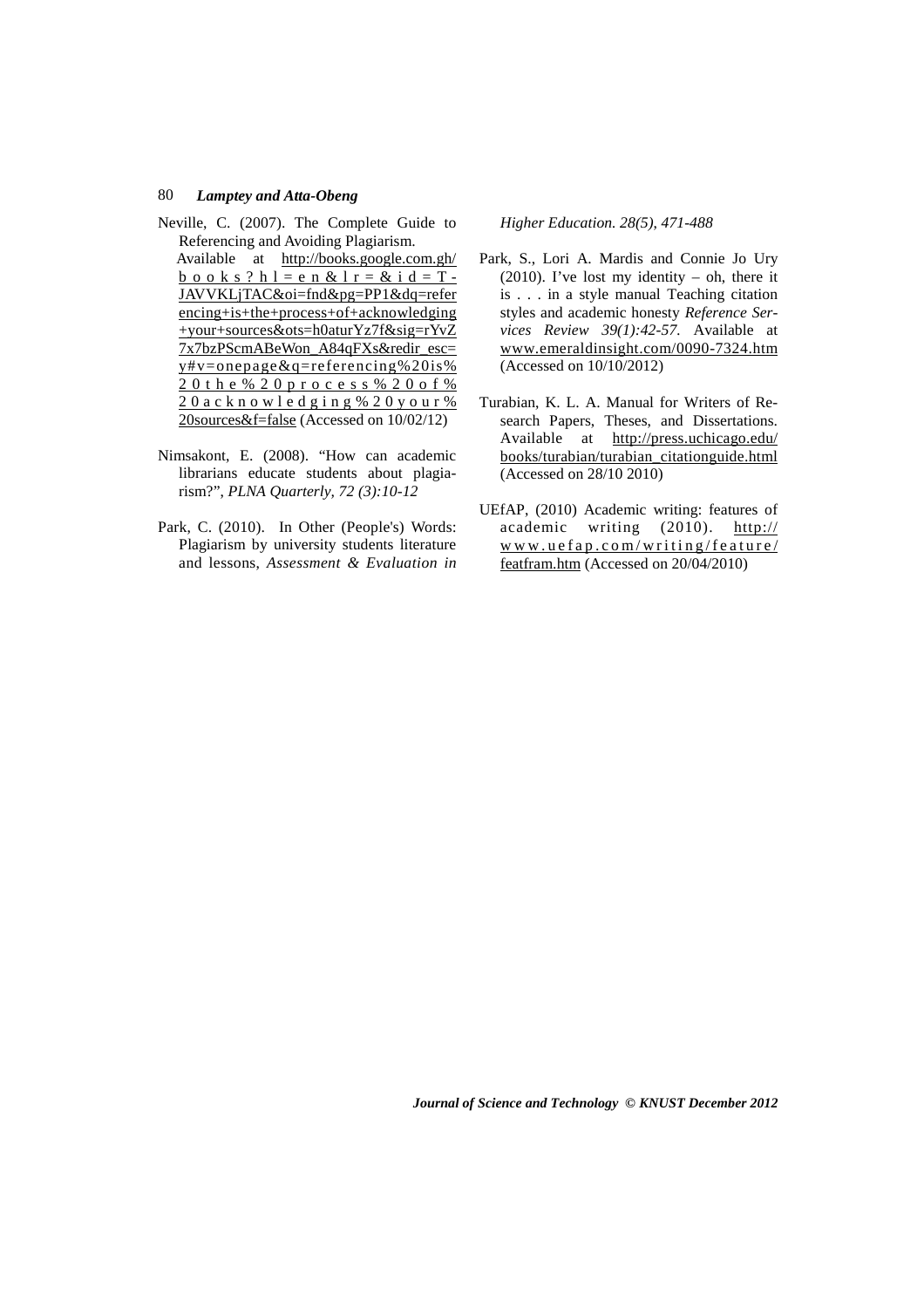Neville, C. (2007). The Complete Guide to Referencing and Avoiding Plagiarism. Available at http://books.google.com.gh/books?hl=en&lr=&id=T-JAVVKLjTAC&oi=fnd&pg=PP1&dq=referencing+is+the+process+of+acknowledging+your+sources&ots=h0aturYz7f&sig=rYvZ7x7bzPScmABeWon_A84qFXs&redir_esc=y#v=onepage&q=referencing%20is%20the%20process%20of%20acknowledging%20your%20sources&f=false (Accessed on 10/02/12)

Nimsakont, E. (2008). "How can academic librarians educate students about plagiarism?", *PLNA Quarterly, 72 (3):10-12*

Park, C. (2010). In Other (People's) Words: Plagiarism by university students literature and lessons, *Assessment & Evaluation in Higher Education. 28(5), 471-488*

Park, S., Lori A. Mardis and Connie Jo Ury (2010). I've lost my identity – oh, there it is . . . in a style manual Teaching citation styles and academic honesty *Reference Services Review 39(1):42-57.* Available at www.emeraldinsight.com/0090-7324.htm (Accessed on 10/10/2012)

Turabian, K. L. A. Manual for Writers of Research Papers, Theses, and Dissertations. Available at http://press.uchicago.edu/books/turabian/turabian_citationguide.html (Accessed on 28/10 2010)

UEfAP, (2010) Academic writing: features of academic writing (2010). http://www.uefap.com/writing/feature/featfram.htm (Accessed on 20/04/2010)